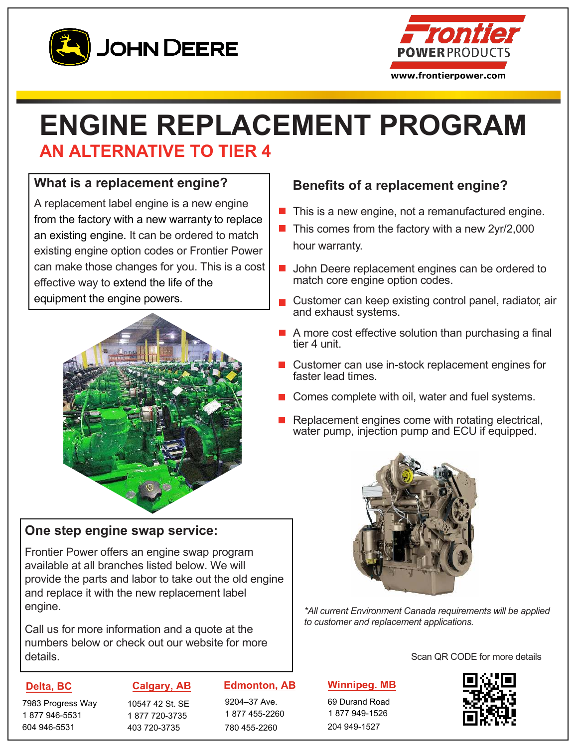JOHN DEERE

Frontier POWER PRODUCTS
www.frontierpower.com

# ENGINE REPLACEMENT PROGRAM

## AN ALTERNATIVE TO TIER 4

### What is a replacement engine?

A replacement label engine is a new engine from the factory with a new warranty to replace an existing engine. It can be ordered to match existing engine option codes or Frontier Power can make those changes for you. This is a cost effective way to extend the life of the equipment the engine powers.

### Benefits of a replacement engine?

- This is a new engine, not a remanufactured engine.
- This comes from the factory with a new 2yr/2,000 hour warranty.
- John Deere replacement engines can be ordered to match core engine option codes.
- Customer can keep existing control panel, radiator, air and exhaust systems.
- A more cost effective solution than purchasing a final tier 4 unit.
- Customer can use in-stock replacement engines for faster lead times.
- Comes complete with oil, water and fuel systems.
- Replacement engines come with rotating electrical, water pump, injection pump and ECU if equipped.

### One step engine swap service:

Frontier Power offers an engine swap program available at all branches listed below. We will provide the parts and labor to take out the old engine and replace it with the new replacement label engine.

Call us for more information and a quote at the numbers below or check out our website for more details.

*\*All current Environment Canada requirements will be applied to customer and replacement applications.*

Scan QR CODE for more details

**Delta, BC**
7983 Progress Way
1 877 946-5531
604 946-5531

**Calgary, AB**
10547 42 St. SE
1 877 720-3735
403 720-3735

**Edmonton, AB**
9204–37 Ave.
1 877 455-2260
780 455-2260

**Winnipeg. MB**
69 Durand Road
1 877 949-1526
204 949-1527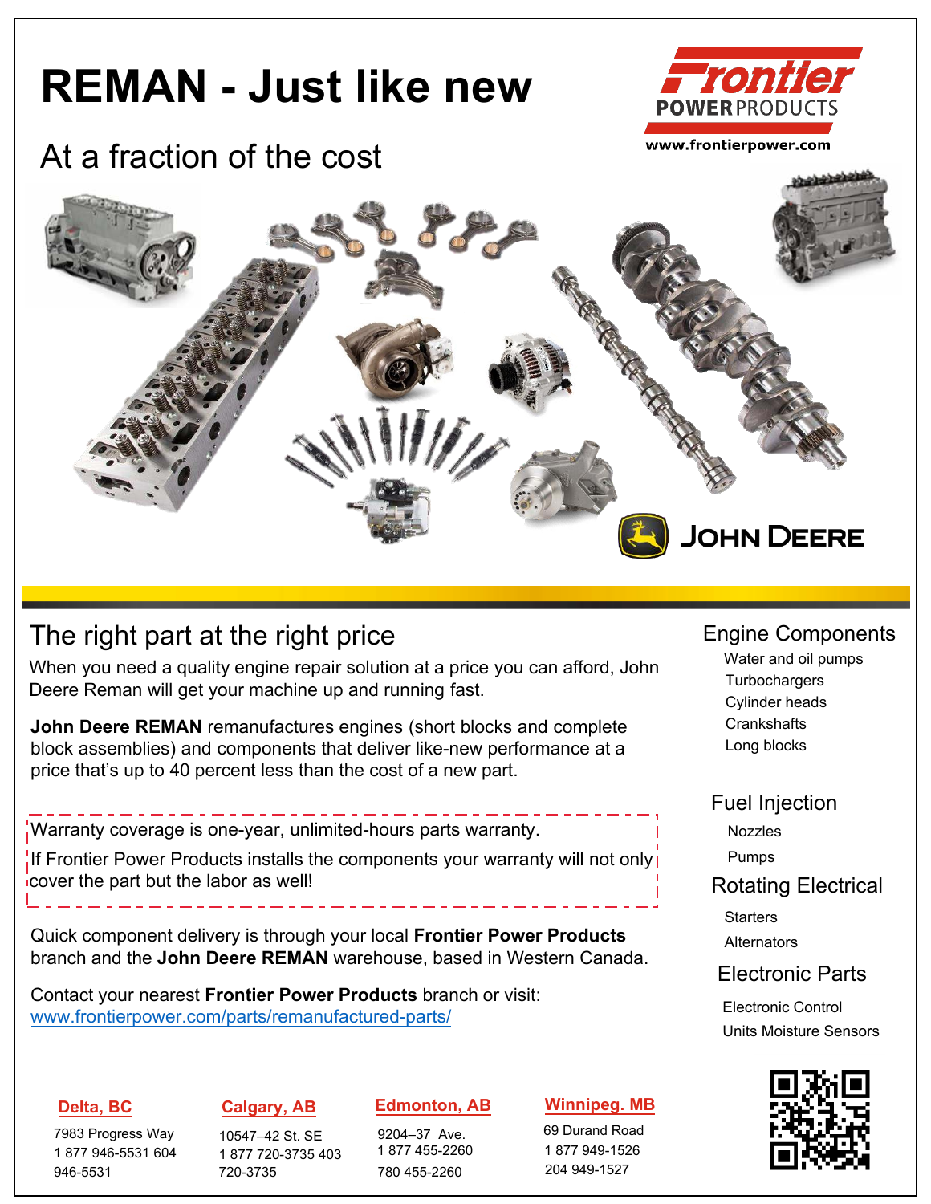# REMAN - Just like new

At a fraction of the cost

Frontier POWER PRODUCTS
www.frontierpower.com

JOHN DEERE

## The right part at the right price

When you need a quality engine repair solution at a price you can afford, John Deere Reman will get your machine up and running fast.

**John Deere REMAN** remanufactures engines (short blocks and complete block assemblies) and components that deliver like-new performance at a price that's up to 40 percent less than the cost of a new part.

Warranty coverage is one-year, unlimited-hours parts warranty.

If Frontier Power Products installs the components your warranty will not only cover the part but the labor as well!

Quick component delivery is through your local **Frontier Power Products** branch and the **John Deere REMAN** warehouse, based in Western Canada.

Contact your nearest **Frontier Power Products** branch or visit:
www.frontierpower.com/parts/remanufactured-parts/

### Engine Components

- Water and oil pumps
- Turbochargers
- Cylinder heads
- Crankshafts
- Long blocks

### Fuel Injection

- Nozzles
- Pumps

### Rotating Electrical

- Starters
- Alternators

### Electronic Parts

- Electronic Control
- Units Moisture Sensors

**Delta, BC**
7983 Progress Way
1 877 946-5531 604 946-5531

**Calgary, AB**
10547–42 St. SE
1 877 720-3735 403 720-3735

**Edmonton, AB**
9204–37 Ave.
1 877 455-2260
780 455-2260

**Winnipeg. MB**
69 Durand Road
1 877 949-1526
204 949-1527